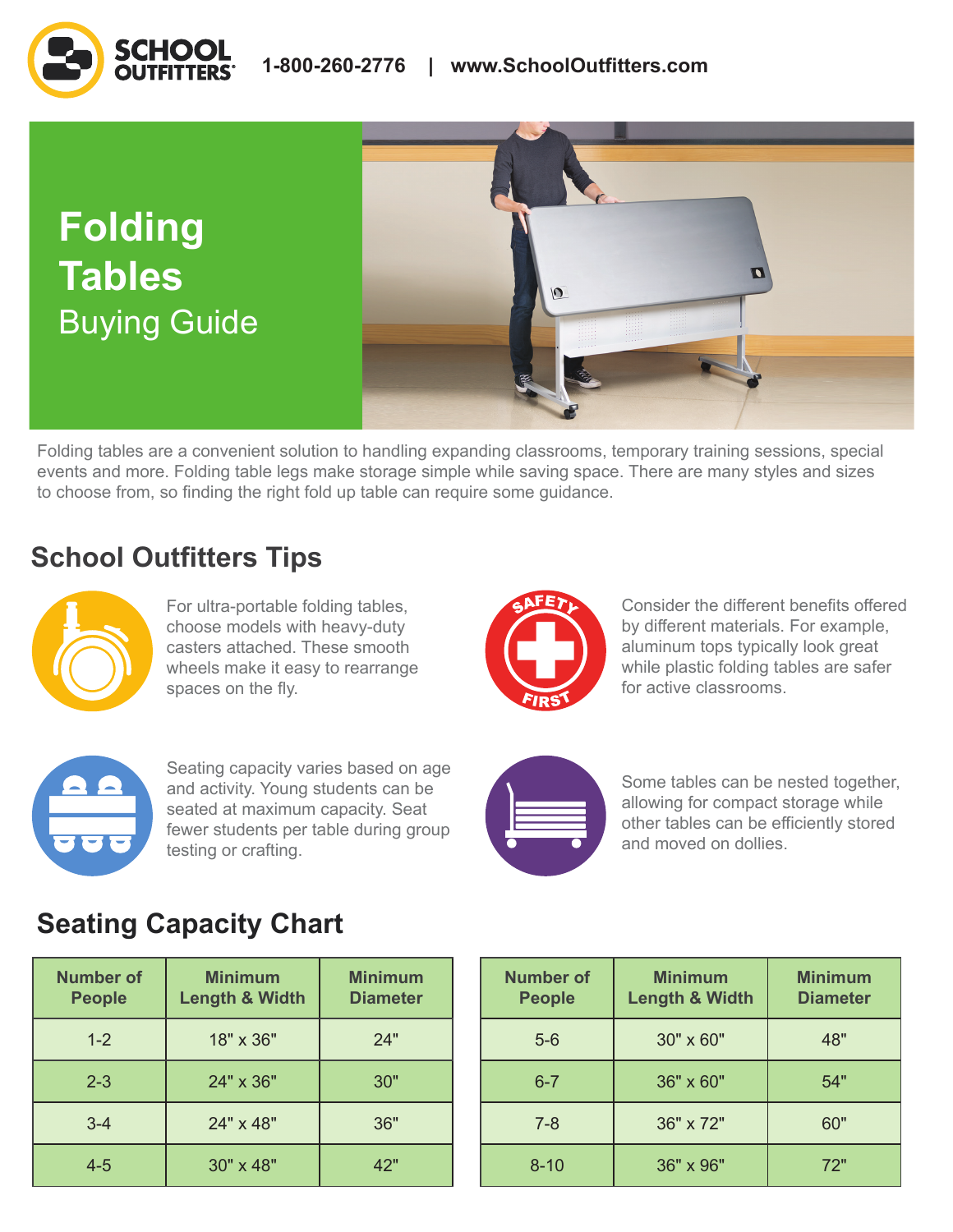SCHOOL OUTFITTERS 1-800-260-2776 | www.SchoolOutfitters.com

# Folding Tables
## Buying Guide

Folding tables are a convenient solution to handling expanding classrooms, temporary training sessions, special events and more. Folding table legs make storage simple while saving space. There are many styles and sizes to choose from, so finding the right fold up table can require some guidance.

## School Outfitters Tips

For ultra-portable folding tables, choose models with heavy-duty casters attached. These smooth wheels make it easy to rearrange spaces on the fly.

Consider the different benefits offered by different materials. For example, aluminum tops typically look great while plastic folding tables are safer for active classrooms.

Seating capacity varies based on age and activity. Young students can be seated at maximum capacity. Seat fewer students per table during group testing or crafting.

Some tables can be nested together, allowing for compact storage while other tables can be efficiently stored and moved on dollies.

## Seating Capacity Chart

| Number of People | Minimum Length & Width | Minimum Diameter |
|---|---|---|
| 1-2 | 18" x 36" | 24" |
| 2-3 | 24" x 36" | 30" |
| 3-4 | 24" x 48" | 36" |
| 4-5 | 30" x 48" | 42" |
| 5-6 | 30" x 60" | 48" |
| 6-7 | 36" x 60" | 54" |
| 7-8 | 36" x 72" | 60" |
| 8-10 | 36" x 96" | 72" |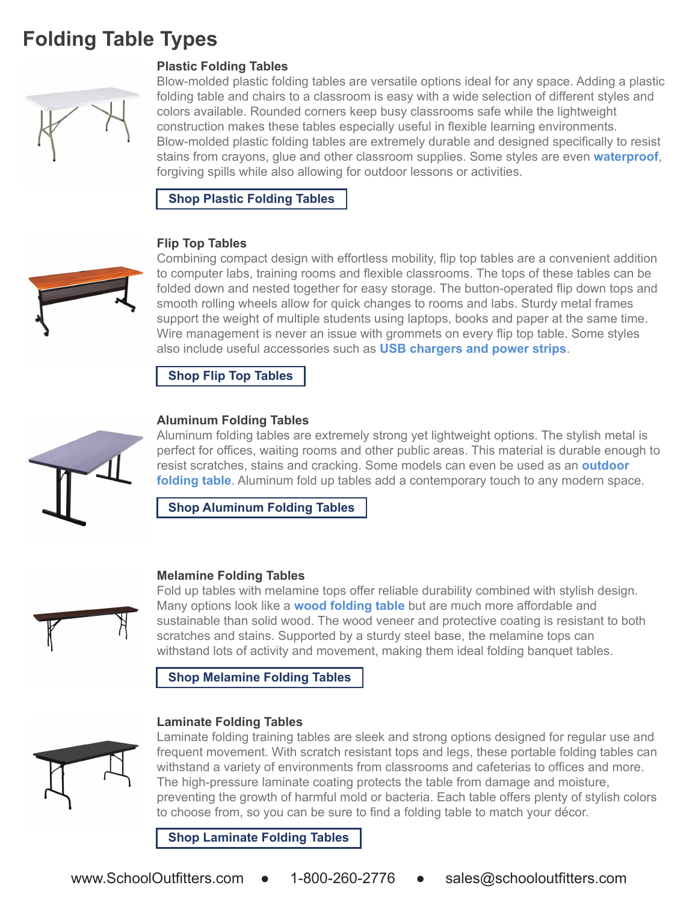# Folding Table Types

### Plastic Folding Tables

Blow-molded plastic folding tables are versatile options ideal for any space. Adding a plastic folding table and chairs to a classroom is easy with a wide selection of different styles and colors available. Rounded corners keep busy classrooms safe while the lightweight construction makes these tables especially useful in flexible learning environments. Blow-molded plastic folding tables are extremely durable and designed specifically to resist stains from crayons, glue and other classroom supplies. Some styles are even **waterproof**, forgiving spills while also allowing for outdoor lessons or activities.

**Shop Plastic Folding Tables**

### Flip Top Tables

Combining compact design with effortless mobility, flip top tables are a convenient addition to computer labs, training rooms and flexible classrooms. The tops of these tables can be folded down and nested together for easy storage. The button-operated flip down tops and smooth rolling wheels allow for quick changes to rooms and labs. Sturdy metal frames support the weight of multiple students using laptops, books and paper at the same time. Wire management is never an issue with grommets on every flip top table. Some styles also include useful accessories such as **USB chargers and power strips**.

**Shop Flip Top Tables**

### Aluminum Folding Tables

Aluminum folding tables are extremely strong yet lightweight options. The stylish metal is perfect for offices, waiting rooms and other public areas. This material is durable enough to resist scratches, stains and cracking. Some models can even be used as an **outdoor folding table**. Aluminum fold up tables add a contemporary touch to any modern space.

**Shop Aluminum Folding Tables**

### Melamine Folding Tables

Fold up tables with melamine tops offer reliable durability combined with stylish design. Many options look like a **wood folding table** but are much more affordable and sustainable than solid wood. The wood veneer and protective coating is resistant to both scratches and stains. Supported by a sturdy steel base, the melamine tops can withstand lots of activity and movement, making them ideal folding banquet tables.

**Shop Melamine Folding Tables**

### Laminate Folding Tables

Laminate folding training tables are sleek and strong options designed for regular use and frequent movement. With scratch resistant tops and legs, these portable folding tables can withstand a variety of environments from classrooms and cafeterias to offices and more. The high-pressure laminate coating protects the table from damage and moisture, preventing the growth of harmful mold or bacteria. Each table offers plenty of stylish colors to choose from, so you can be sure to find a folding table to match your décor.

**Shop Laminate Folding Tables**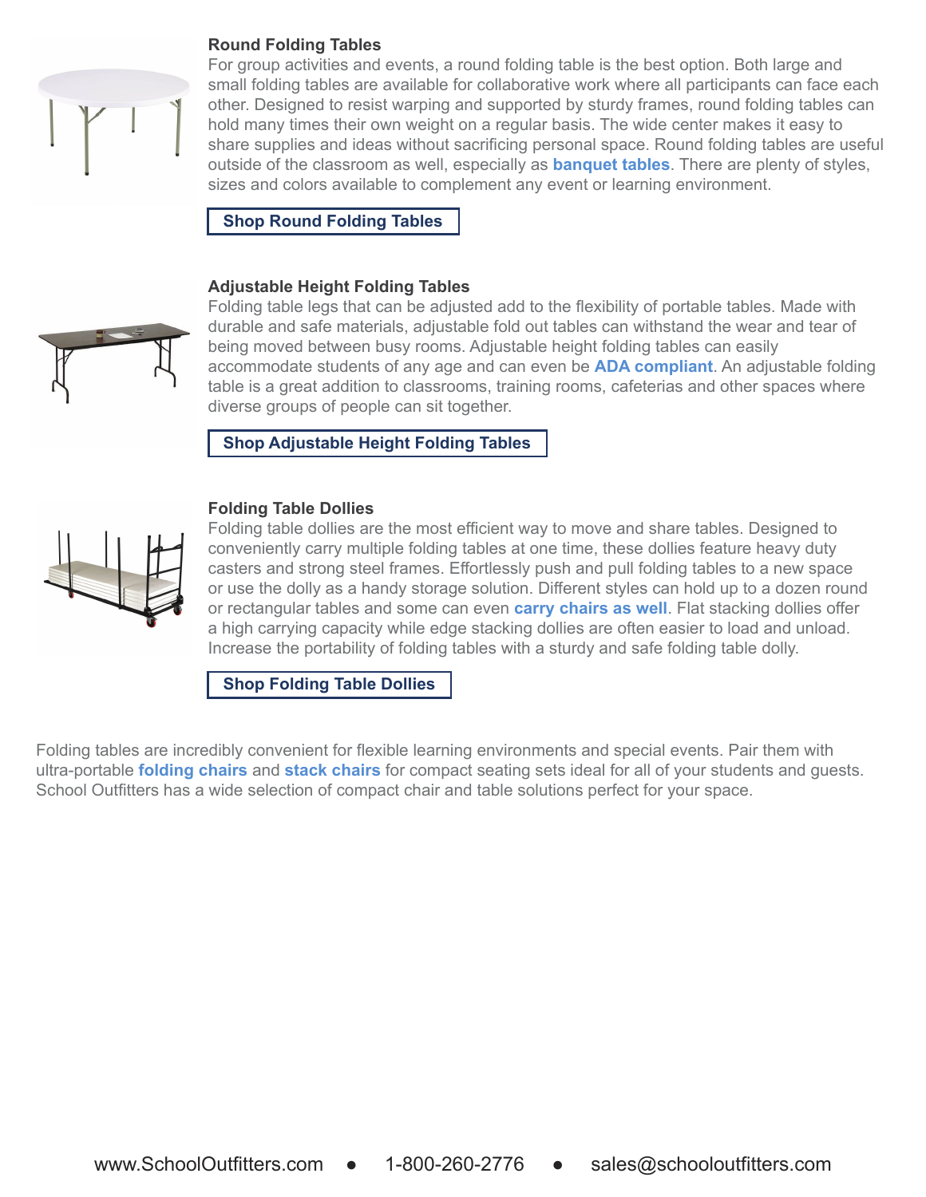### Round Folding Tables

For group activities and events, a round folding table is the best option. Both large and small folding tables are available for collaborative work where all participants can face each other. Designed to resist warping and supported by sturdy frames, round folding tables can hold many times their own weight on a regular basis. The wide center makes it easy to share supplies and ideas without sacrificing personal space. Round folding tables are useful outside of the classroom as well, especially as **banquet tables**. There are plenty of styles, sizes and colors available to complement any event or learning environment.

**Shop Round Folding Tables**

### Adjustable Height Folding Tables

Folding table legs that can be adjusted add to the flexibility of portable tables. Made with durable and safe materials, adjustable fold out tables can withstand the wear and tear of being moved between busy rooms. Adjustable height folding tables can easily accommodate students of any age and can even be **ADA compliant**. An adjustable folding table is a great addition to classrooms, training rooms, cafeterias and other spaces where diverse groups of people can sit together.

**Shop Adjustable Height Folding Tables**

### Folding Table Dollies

Folding table dollies are the most efficient way to move and share tables. Designed to conveniently carry multiple folding tables at one time, these dollies feature heavy duty casters and strong steel frames. Effortlessly push and pull folding tables to a new space or use the dolly as a handy storage solution. Different styles can hold up to a dozen round or rectangular tables and some can even **carry chairs as well**. Flat stacking dollies offer a high carrying capacity while edge stacking dollies are often easier to load and unload. Increase the portability of folding tables with a sturdy and safe folding table dolly.

**Shop Folding Table Dollies**

Folding tables are incredibly convenient for flexible learning environments and special events. Pair them with ultra-portable **folding chairs** and **stack chairs** for compact seating sets ideal for all of your students and guests. School Outfitters has a wide selection of compact chair and table solutions perfect for your space.

www.SchoolOutfitters.com • 1-800-260-2776 • sales@schooloutfitters.com